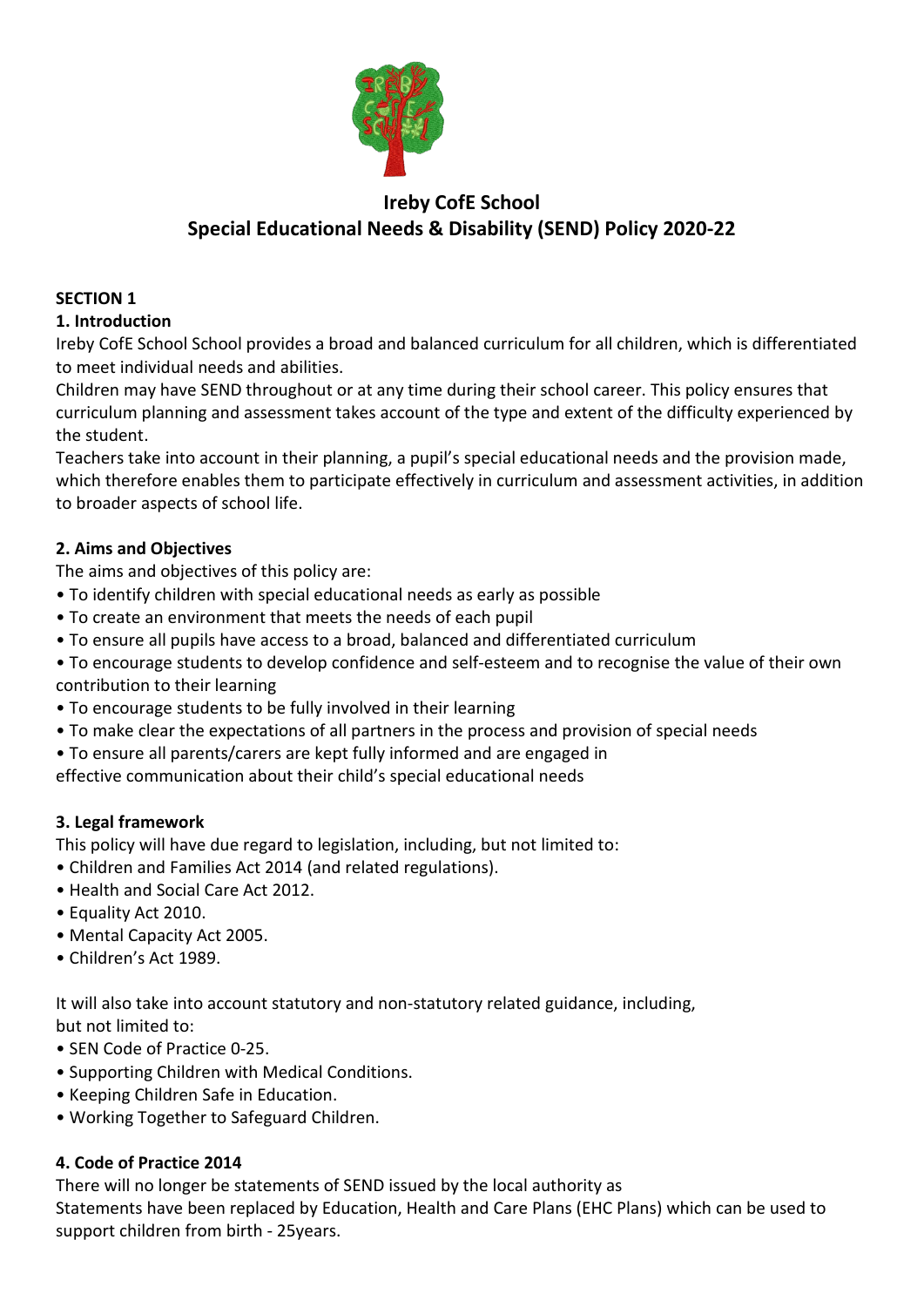# Ireby CofE School
# Special Educational Needs & Disability (SEND) Policy 2020-22

**SECTION 1**

**1. Introduction**

Ireby CofE School School provides a broad and balanced curriculum for all children, which is differentiated to meet individual needs and abilities.

Children may have SEND throughout or at any time during their school career. This policy ensures that curriculum planning and assessment takes account of the type and extent of the difficulty experienced by the student.

Teachers take into account in their planning, a pupil's special educational needs and the provision made, which therefore enables them to participate effectively in curriculum and assessment activities, in addition to broader aspects of school life.

**2. Aims and Objectives**

The aims and objectives of this policy are:

- To identify children with special educational needs as early as possible
- To create an environment that meets the needs of each pupil
- To ensure all pupils have access to a broad, balanced and differentiated curriculum
- To encourage students to develop confidence and self-esteem and to recognise the value of their own contribution to their learning
- To encourage students to be fully involved in their learning
- To make clear the expectations of all partners in the process and provision of special needs
- To ensure all parents/carers are kept fully informed and are engaged in effective communication about their child's special educational needs

**3. Legal framework**

This policy will have due regard to legislation, including, but not limited to:

- Children and Families Act 2014 (and related regulations).
- Health and Social Care Act 2012.
- Equality Act 2010.
- Mental Capacity Act 2005.
- Children's Act 1989.

It will also take into account statutory and non-statutory related guidance, including, but not limited to:

- SEN Code of Practice 0-25.
- Supporting Children with Medical Conditions.
- Keeping Children Safe in Education.
- Working Together to Safeguard Children.

**4. Code of Practice 2014**

There will no longer be statements of SEND issued by the local authority as Statements have been replaced by Education, Health and Care Plans (EHC Plans) which can be used to support children from birth - 25years.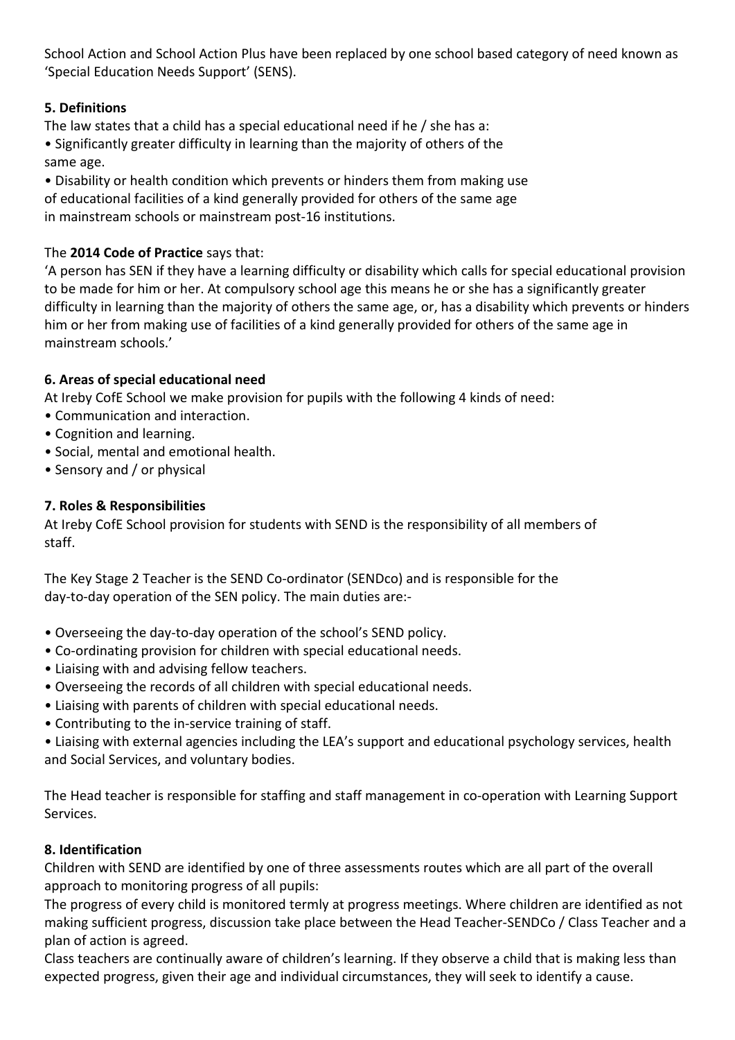School Action and School Action Plus have been replaced by one school based category of need known as 'Special Education Needs Support' (SENS).

### 5. Definitions

The law states that a child has a special educational need if he / she has a:

- Significantly greater difficulty in learning than the majority of others of the same age.
- Disability or health condition which prevents or hinders them from making use of educational facilities of a kind generally provided for others of the same age in mainstream schools or mainstream post-16 institutions.

The **2014 Code of Practice** says that:

'A person has SEN if they have a learning difficulty or disability which calls for special educational provision to be made for him or her. At compulsory school age this means he or she has a significantly greater difficulty in learning than the majority of others the same age, or, has a disability which prevents or hinders him or her from making use of facilities of a kind generally provided for others of the same age in mainstream schools.'

### 6. Areas of special educational need

At Ireby CofE School we make provision for pupils with the following 4 kinds of need:

- Communication and interaction.
- Cognition and learning.
- Social, mental and emotional health.
- Sensory and / or physical

### 7. Roles & Responsibilities

At Ireby CofE School provision for students with SEND is the responsibility of all members of staff.

The Key Stage 2 Teacher is the SEND Co-ordinator (SENDco) and is responsible for the day-to-day operation of the SEN policy. The main duties are:-

- Overseeing the day-to-day operation of the school's SEND policy.
- Co-ordinating provision for children with special educational needs.
- Liaising with and advising fellow teachers.
- Overseeing the records of all children with special educational needs.
- Liaising with parents of children with special educational needs.
- Contributing to the in-service training of staff.
- Liaising with external agencies including the LEA's support and educational psychology services, health and Social Services, and voluntary bodies.

The Head teacher is responsible for staffing and staff management in co-operation with Learning Support Services.

### 8. Identification

Children with SEND are identified by one of three assessments routes which are all part of the overall approach to monitoring progress of all pupils:

The progress of every child is monitored termly at progress meetings. Where children are identified as not making sufficient progress, discussion take place between the Head Teacher-SENDCo / Class Teacher and a plan of action is agreed.

Class teachers are continually aware of children's learning. If they observe a child that is making less than expected progress, given their age and individual circumstances, they will seek to identify a cause.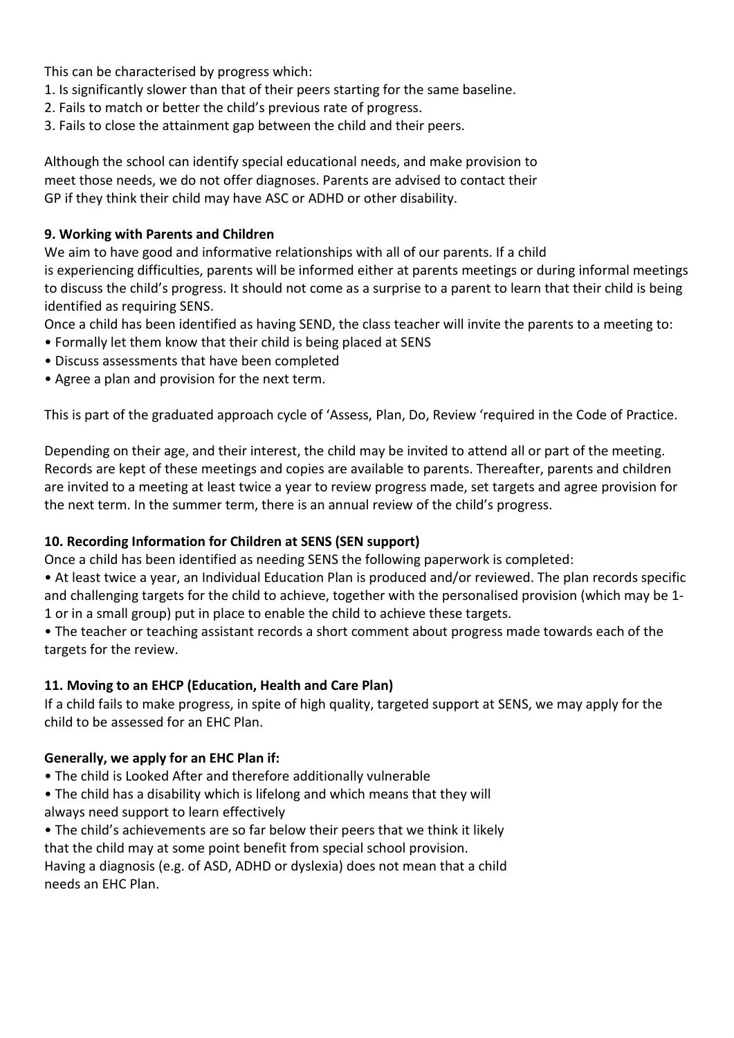This can be characterised by progress which:

1. Is significantly slower than that of their peers starting for the same baseline.
2. Fails to match or better the child's previous rate of progress.
3. Fails to close the attainment gap between the child and their peers.

Although the school can identify special educational needs, and make provision to meet those needs, we do not offer diagnoses. Parents are advised to contact their GP if they think their child may have ASC or ADHD or other disability.

## 9. Working with Parents and Children

We aim to have good and informative relationships with all of our parents. If a child is experiencing difficulties, parents will be informed either at parents meetings or during informal meetings to discuss the child's progress. It should not come as a surprise to a parent to learn that their child is being identified as requiring SENS.

Once a child has been identified as having SEND, the class teacher will invite the parents to a meeting to:

- Formally let them know that their child is being placed at SENS
- Discuss assessments that have been completed
- Agree a plan and provision for the next term.

This is part of the graduated approach cycle of 'Assess, Plan, Do, Review 'required in the Code of Practice.

Depending on their age, and their interest, the child may be invited to attend all or part of the meeting. Records are kept of these meetings and copies are available to parents. Thereafter, parents and children are invited to a meeting at least twice a year to review progress made, set targets and agree provision for the next term. In the summer term, there is an annual review of the child's progress.

## 10. Recording Information for Children at SENS (SEN support)

Once a child has been identified as needing SENS the following paperwork is completed:

- At least twice a year, an Individual Education Plan is produced and/or reviewed. The plan records specific and challenging targets for the child to achieve, together with the personalised provision (which may be 1-1 or in a small group) put in place to enable the child to achieve these targets.
- The teacher or teaching assistant records a short comment about progress made towards each of the targets for the review.

## 11. Moving to an EHCP (Education, Health and Care Plan)

If a child fails to make progress, in spite of high quality, targeted support at SENS, we may apply for the child to be assessed for an EHC Plan.

**Generally, we apply for an EHC Plan if:**

- The child is Looked After and therefore additionally vulnerable
- The child has a disability which is lifelong and which means that they will always need support to learn effectively
- The child's achievements are so far below their peers that we think it likely that the child may at some point benefit from special school provision.

Having a diagnosis (e.g. of ASD, ADHD or dyslexia) does not mean that a child needs an EHC Plan.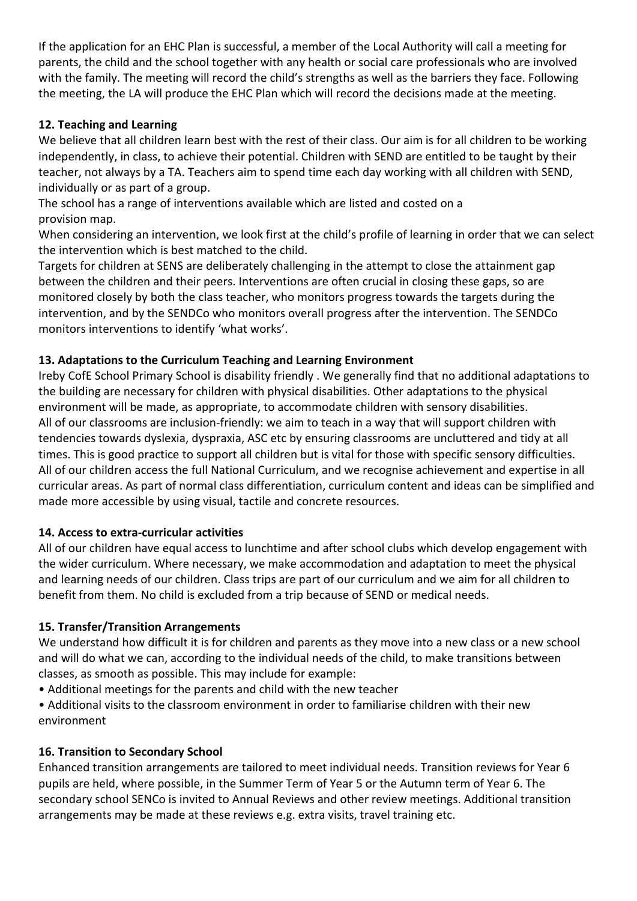If the application for an EHC Plan is successful, a member of the Local Authority will call a meeting for parents, the child and the school together with any health or social care professionals who are involved with the family. The meeting will record the child's strengths as well as the barriers they face. Following the meeting, the LA will produce the EHC Plan which will record the decisions made at the meeting.

**12. Teaching and Learning**

We believe that all children learn best with the rest of their class. Our aim is for all children to be working independently, in class, to achieve their potential. Children with SEND are entitled to be taught by their teacher, not always by a TA. Teachers aim to spend time each day working with all children with SEND, individually or as part of a group.

The school has a range of interventions available which are listed and costed on a provision map.

When considering an intervention, we look first at the child's profile of learning in order that we can select the intervention which is best matched to the child.

Targets for children at SENS are deliberately challenging in the attempt to close the attainment gap between the children and their peers. Interventions are often crucial in closing these gaps, so are monitored closely by both the class teacher, who monitors progress towards the targets during the intervention, and by the SENDCo who monitors overall progress after the intervention. The SENDCo monitors interventions to identify 'what works'.

**13. Adaptations to the Curriculum Teaching and Learning Environment**

Ireby CofE School Primary School is disability friendly . We generally find that no additional adaptations to the building are necessary for children with physical disabilities. Other adaptations to the physical environment will be made, as appropriate, to accommodate children with sensory disabilities.

All of our classrooms are inclusion-friendly: we aim to teach in a way that will support children with tendencies towards dyslexia, dyspraxia, ASC etc by ensuring classrooms are uncluttered and tidy at all times. This is good practice to support all children but is vital for those with specific sensory difficulties.

All of our children access the full National Curriculum, and we recognise achievement and expertise in all curricular areas. As part of normal class differentiation, curriculum content and ideas can be simplified and made more accessible by using visual, tactile and concrete resources.

**14. Access to extra-curricular activities**

All of our children have equal access to lunchtime and after school clubs which develop engagement with the wider curriculum. Where necessary, we make accommodation and adaptation to meet the physical and learning needs of our children. Class trips are part of our curriculum and we aim for all children to benefit from them. No child is excluded from a trip because of SEND or medical needs.

**15. Transfer/Transition Arrangements**

We understand how difficult it is for children and parents as they move into a new class or a new school and will do what we can, according to the individual needs of the child, to make transitions between classes, as smooth as possible. This may include for example:

- Additional meetings for the parents and child with the new teacher
- Additional visits to the classroom environment in order to familiarise children with their new environment

**16. Transition to Secondary School**

Enhanced transition arrangements are tailored to meet individual needs. Transition reviews for Year 6 pupils are held, where possible, in the Summer Term of Year 5 or the Autumn term of Year 6. The secondary school SENCo is invited to Annual Reviews and other review meetings. Additional transition arrangements may be made at these reviews e.g. extra visits, travel training etc.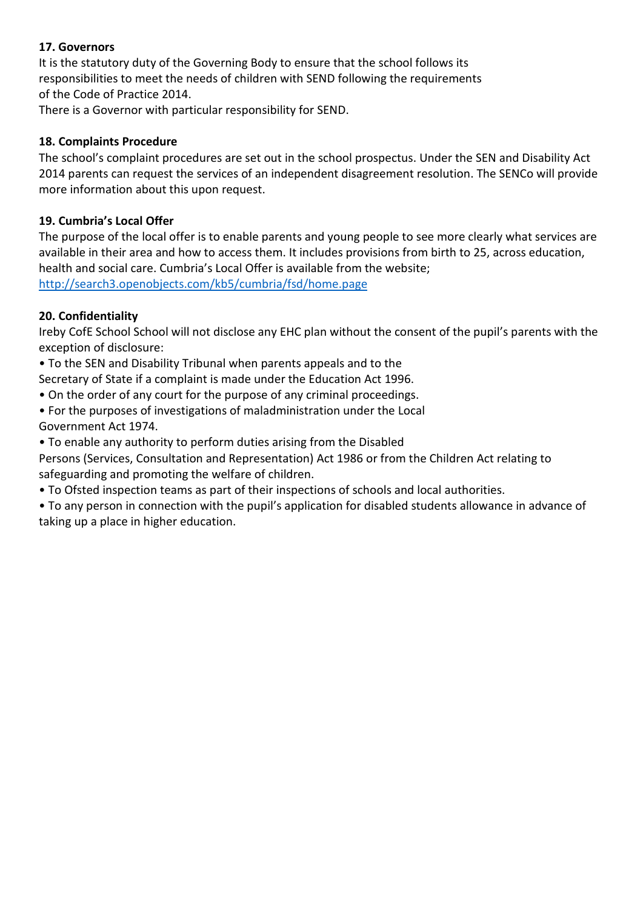**17. Governors**

It is the statutory duty of the Governing Body to ensure that the school follows its responsibilities to meet the needs of children with SEND following the requirements of the Code of Practice 2014.

There is a Governor with particular responsibility for SEND.

**18. Complaints Procedure**

The school's complaint procedures are set out in the school prospectus. Under the SEN and Disability Act 2014 parents can request the services of an independent disagreement resolution. The SENCo will provide more information about this upon request.

**19. Cumbria's Local Offer**

The purpose of the local offer is to enable parents and young people to see more clearly what services are available in their area and how to access them. It includes provisions from birth to 25, across education, health and social care. Cumbria's Local Offer is available from the website; [http://search3.openobjects.com/kb5/cumbria/fsd/home.page](http://search3.openobjects.com/kb5/cumbria/fsd/home.page)

**20. Confidentiality**

Ireby CofE School School will not disclose any EHC plan without the consent of the pupil's parents with the exception of disclosure:

- To the SEN and Disability Tribunal when parents appeals and to the Secretary of State if a complaint is made under the Education Act 1996.
- On the order of any court for the purpose of any criminal proceedings.
- For the purposes of investigations of maladministration under the Local Government Act 1974.
- To enable any authority to perform duties arising from the Disabled Persons (Services, Consultation and Representation) Act 1986 or from the Children Act relating to safeguarding and promoting the welfare of children.
- To Ofsted inspection teams as part of their inspections of schools and local authorities.
- To any person in connection with the pupil's application for disabled students allowance in advance of taking up a place in higher education.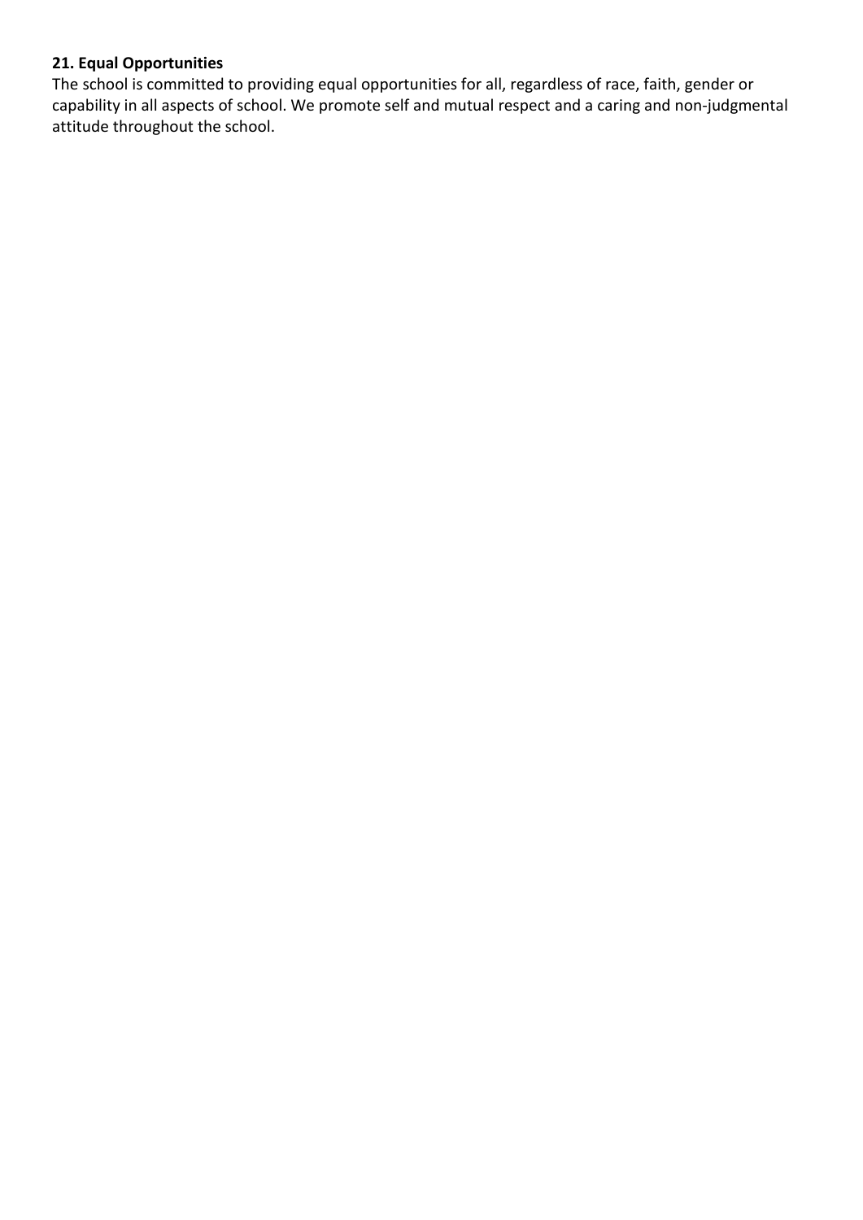**21. Equal Opportunities**

The school is committed to providing equal opportunities for all, regardless of race, faith, gender or capability in all aspects of school. We promote self and mutual respect and a caring and non-judgmental attitude throughout the school.